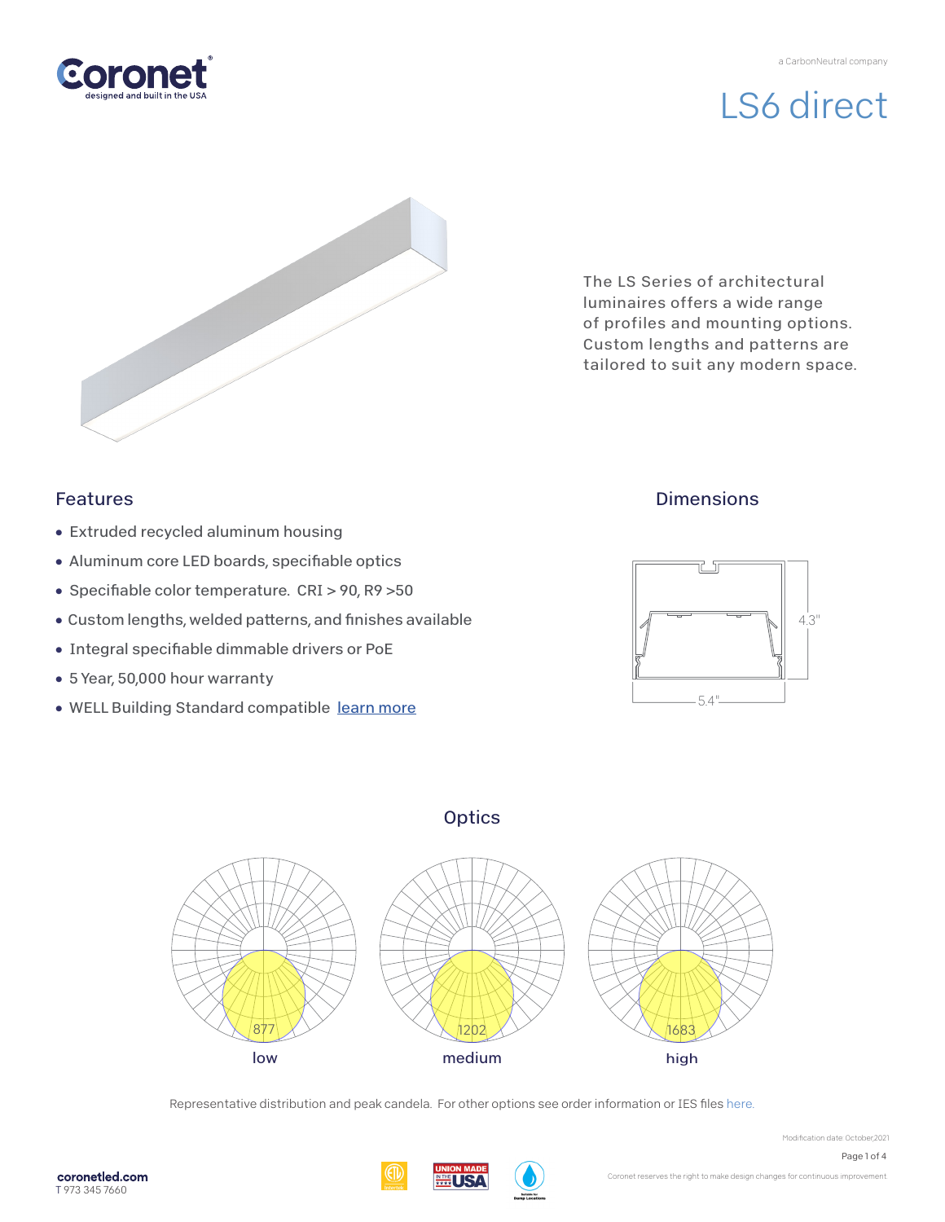a CarbonNeutral company

# LS6 direct

The LS Series of architectural luminaires offers a wide range of profiles and mounting options. Custom lengths and patterns are tailored to suit any modern space.

## Features

- Extruded recycled aluminum housing
- Aluminum core LED boards, specifiable optics
- Specifiable color temperature. CRI > 90, R9 >50
- Custom lengths, welded patterns, and finishes available
- Integral specifiable dimmable drivers or PoE
- 5 Year, 50,000 hour warranty
- WELL Building Standard compatible learn more

## Dimensions

4.3"

5.4"

## Optics

877

low

1202

medium

1683

high

Representative distribution and peak candela. For other options see order information or IES files here.

Modification date: October,2021

coronetled.com
T 973 345 7660

Coronet reserves the right to make design changes for continuous improvement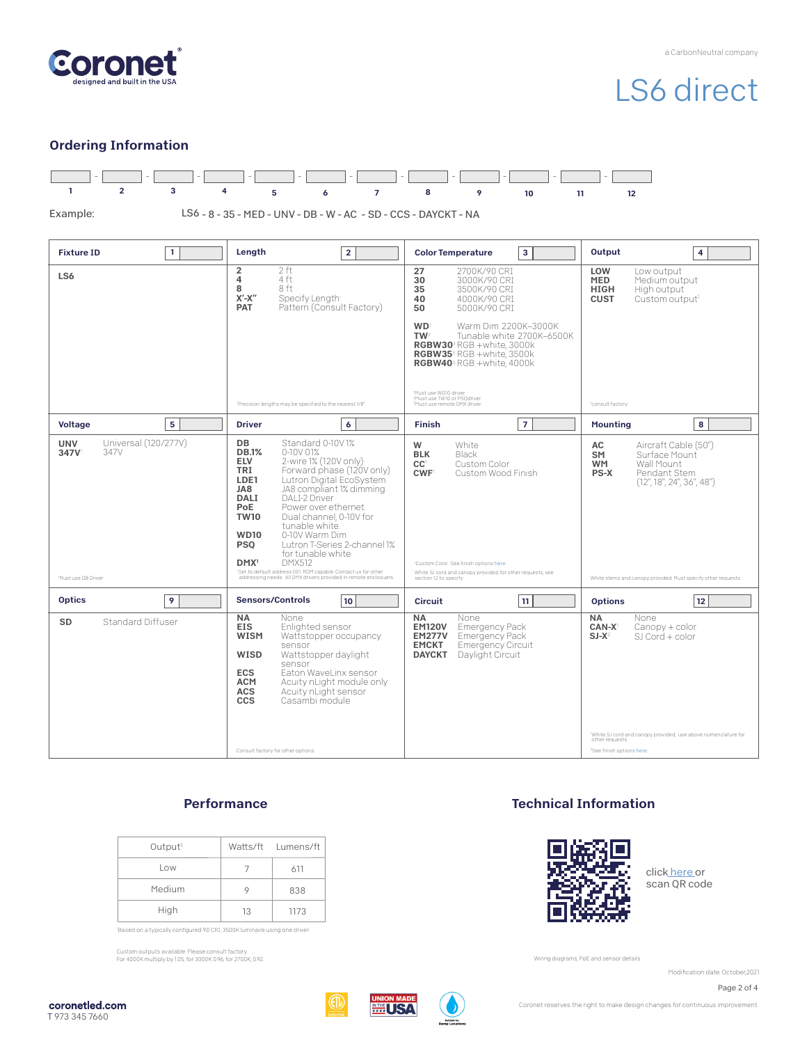Coronet
designed and built in the USA

a CarbonNeutral company

# LS6 direct

## Ordering Information

| 1 | 2 | 3 | 4 | 5 | 6 | 7 | 8 | 9 | 10 | 11 | 12 |
|---|---|---|---|---|---|---|---|---|---|---|---|
| | | | | | | | | | | | |

Example: LS6 - 8 - 35 - MED - UNV - DB - W - AC - SD - CCS - DAYCKT - NA

### Fixture ID [1]

**LS6**

### Length [2]

| | |
|---|---|
| **2** | 2 ft |
| **4** | 4 ft |
| **8** | 8 ft |
| **X'-X"** | Specify Length[1] |
| **PAT** | Pattern (Consult Factory) |

[1]Precision lengths may be specified to the nearest 1/8".

### Color Temperature [3]

| | |
|---|---|
| **27** | 2700K/90 CRI |
| **30** | 3000K/90 CRI |
| **35** | 3500K/90 CRI |
| **40** | 4000K/90 CRI |
| **50** | 5000K/90 CRI |
| **WD**[1] | Warm Dim 2200K–3000K |
| **TW**[2] | Tunable white 2700K–6500K |
| **RGBW30**[3] | RGB +white, 3000k |
| **RGBW35**[3] | RGB +white, 3500k |
| **RGBW40**[3] | RGB +white, 4000k |

[1]Must use WD10 driver.
[2]Must use TW10 or PSQdriver.
[3]Must use remote DMX driver.

### Output [4]

| | |
|---|---|
| **LOW** | Low output |
| **MED** | Medium output |
| **HIGH** | High output |
| **CUST** | Custom output[1] |

[1]consult factory

### Voltage [5]

| | |
|---|---|
| **UNV** | Universal (120/277V) |
| **347V**[1] | 347V |

[1]Must use DB Driver

### Driver [6]

| | |
|---|---|
| **DB** | Standard 0-10V 1% |
| **DB.1%** | 0-10V 0.1% |
| **ELV** | 2-wire 1% (120V only) |
| **TRI** | Forward phase (120V only) |
| **LDE1** | Lutron Digital EcoSystem |
| **JA8** | JA8 compliant 1% dimming |
| **DALI** | DALI-2 Driver |
| **PoE** | Power over ethernet |
| **TW10** | Dual channel, 0-10V for tunable white |
| **WD10** | 0-10V Warm Dim |
| **PSQ** | Lutron T-Series 2-channel 1% for tunable white |
| **DMX**[1] | DMX512 |

[1]Set to default address 001. RDM capable. Contact us for other addressing needs. All DMX drivers provided in remote enclosures.

### Finish [7]

| | |
|---|---|
| **W** | White |
| **BLK** | Black |
| **CC**[1] | Custom Color |
| **CWF**[1] | Custom Wood Finish |

[1]Custom Color. See finish options here.

White SJ cord and canopy provided; for other requests, see section 12 to specify.

### Mounting [8]

| | |
|---|---|
| **AC** | Aircraft Cable (50") |
| **SM** | Surface Mount |
| **WM** | Wall Mount |
| **PS-X** | Pendant Stem (12", 18", 24", 36", 48") |

White stems and canopy provided. Must specify other requests.

### Optics [9]

| | |
|---|---|
| **SD** | Standard Diffuser |

### Sensors/Controls [10]

| | |
|---|---|
| **NA** | None |
| **EIS** | Enlighted sensor |
| **WISM** | Wattstopper occupancy sensor |
| **WISD** | Wattstopper daylight sensor |
| **ECS** | Eaton WaveLinx sensor |
| **ACM** | Acuity nLight module only |
| **ACS** | Acuity nLight sensor |
| **CCS** | Casambi module |

Consult factory for other options.

### Circuit [11]

| | |
|---|---|
| **NA** | None |
| **EM120V** | Emergency Pack |
| **EM277V** | Emergency Pack |
| **EMCKT** | Emergency Circuit |
| **DAYCKT** | Daylight Circuit |

### Options [12]

| | |
|---|---|
| **NA** | None |
| **CAN-X**[1] | Canopy + color |
| **SJ-X**[2] | SJ Cord + color |

[1]White SJ cord and canopy provided, use above nomenclature for other requests.
[2]See finish options here.

## Performance

| Output[1] | Watts/ft | Lumens/ft |
|---|---|---|
| Low | 7 | 611 |
| Medium | 9 | 838 |
| High | 13 | 1173 |

[1]Based on a typically configured 90 CRI, 3500K luminaire using one driver.

Custom outputs available. Please consult factory.
For 4000K multiply by 1.05; for 3000K 0.96; for 2700K, 0.92.

## Technical Information

click here or scan QR code

Wiring diagrams, PoE and sensor details

Modification date: October,2021

coronetled.com
T 973 345 7660

Coronet reserves the right to make design changes for continuous improvement.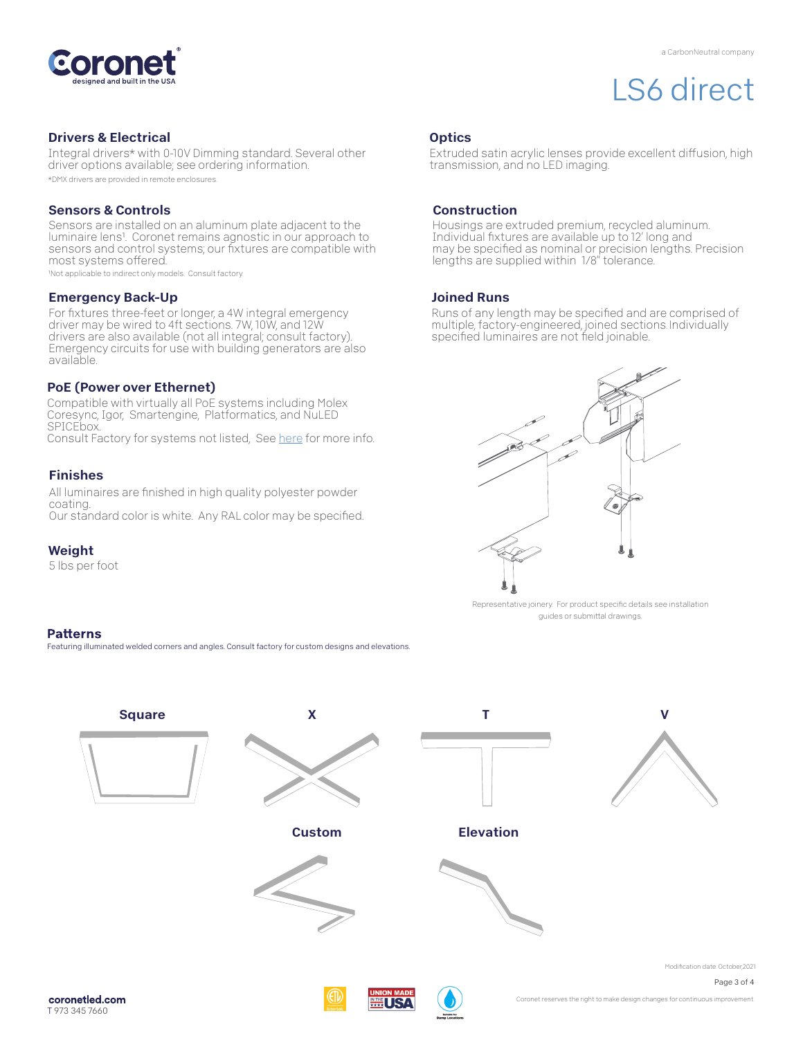Coronet
designed and built in the USA

a CarbonNeutral company

# LS6 direct

## Drivers & Electrical

Integral drivers* with 0-10V Dimming standard. Several other driver options available; see ordering information.

*DMX drivers are provided in remote enclosures.

## Sensors & Controls

Sensors are installed on an aluminum plate adjacent to the luminaire lens[1]. Coronet remains agnostic in our approach to sensors and control systems; our fixtures are compatible with most systems offered.

[1]Not applicable to indirect only models. Consult factory.

## Emergency Back-Up

For fixtures three-feet or longer, a 4W integral emergency driver may be wired to 4ft sections. 7W, 10W, and 12W drivers are also available (not all integral; consult factory). Emergency circuits for use with building generators are also available.

## PoE (Power over Ethernet)

Compatible with virtually all PoE systems including Molex Coresync, Igor, Smartengine, Platformatics, and NuLED SPICEbox.
Consult Factory for systems not listed, See here for more info.

## Finishes

All luminaires are finished in high quality polyester powder coating.
Our standard color is white. Any RAL color may be specified.

## Weight

5 lbs per foot

## Optics

Extruded satin acrylic lenses provide excellent diffusion, high transmission, and no LED imaging.

## Construction

Housings are extruded premium, recycled aluminum. Individual fixtures are available up to 12' long and may be specified as nominal or precision lengths. Precision lengths are supplied within 1/8" tolerance.

## Joined Runs

Runs of any length may be specified and are comprised of multiple, factory-engineered, joined sections. Individually specified luminaires are not field joinable.

Representative joinery. For product specific details see installation guides or submittal drawings.

## Patterns

Featuring illuminated welded corners and angles. Consult factory for custom designs and elevations.

Square

X

T

V

Custom

Elevation

Modification date: October,2021

coronetled.com
T 973 345 7660

Coronet reserves the right to make design changes for continuous improvement.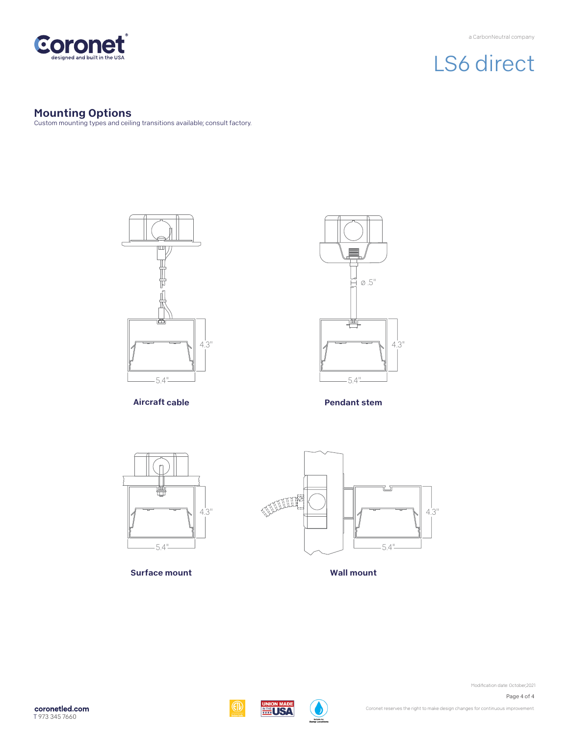# LS6 direct

## Mounting Options

Custom mounting types and ceiling transitions available; consult factory.

ø .5"

4.3"

5.4"

**Aircraft cable**

**Pendant stem**

**Surface mount**

**Wall mount**

Modification date: October,2021

**coronetled.com**
T 973 345 7660

Coronet reserves the right to make design changes for continuous improvement.